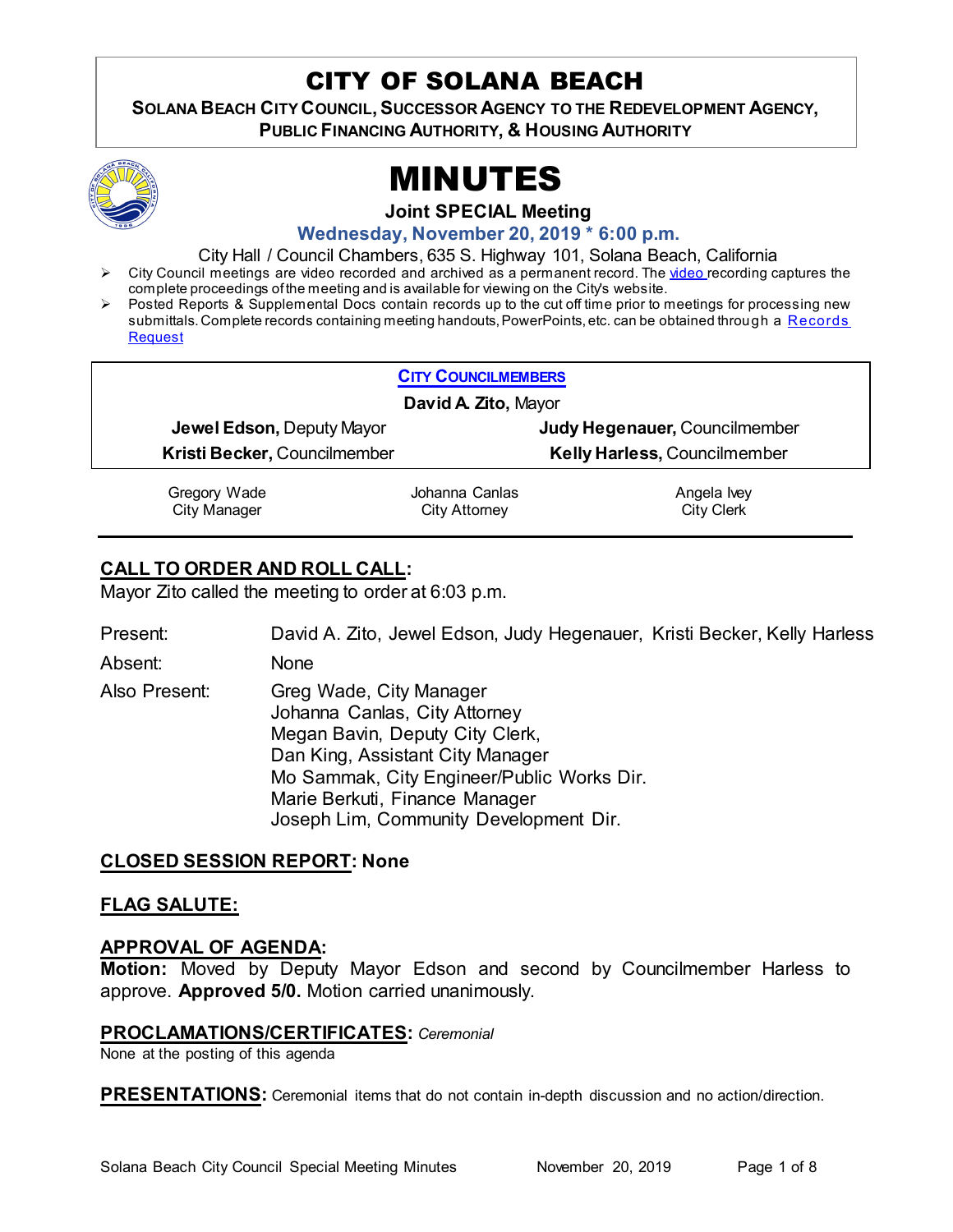# CITY OF SOLANA BEACH

**SOLANA BEACH CITY COUNCIL, SUCCESSOR AGENCY TO THE REDEVELOPMENT AGENCY, PUBLIC FINANCING AUTHORITY, & HOUSING AUTHORITY**

# MINUTES

**Joint SPECIAL Meeting**

**Wednesday, November 20, 2019 * 6:00 p.m.**

City Hall / Council Chambers, 635 S. Highway 101, Solana Beach, California

- City Council meetings are video recorded and archived as a permanent record. The video recording captures the complete proceedings of the meeting and is available for viewing on the City's website.
- Posted Reports & Supplemental Docs contain records up to the cut off time prior to meetings for processing new submittals. Complete records containing meeting handouts, PowerPoints, etc. can be obtained through a Records Request

| CITY COUNCILMEMBERS | |
|---|---|
| **David A. Zito,** Mayor | |
| **Jewel Edson,** Deputy Mayor | **Judy Hegenauer,** Councilmember |
| **Kristi Becker,** Councilmember | **Kelly Harless,** Councilmember |

| Gregory Wade | Johanna Canlas | Angela Ivey |
|---|---|---|
| City Manager | City Attorney | City Clerk |

## CALL TO ORDER AND ROLL CALL:

Mayor Zito called the meeting to order at 6:03 p.m.

Present: David A. Zito, Jewel Edson, Judy Hegenauer, Kristi Becker, Kelly Harless

Absent: None

Also Present:
Greg Wade, City Manager
Johanna Canlas, City Attorney
Megan Bavin, Deputy City Clerk,
Dan King, Assistant City Manager
Mo Sammak, City Engineer/Public Works Dir.
Marie Berkuti, Finance Manager
Joseph Lim, Community Development Dir.

## CLOSED SESSION REPORT: None

## FLAG SALUTE:

## APPROVAL OF AGENDA:

**Motion:** Moved by Deputy Mayor Edson and second by Councilmember Harless to approve. **Approved 5/0.** Motion carried unanimously.

## PROCLAMATIONS/CERTIFICATES: *Ceremonial*

None at the posting of this agenda

**PRESENTATIONS:** Ceremonial items that do not contain in-depth discussion and no action/direction.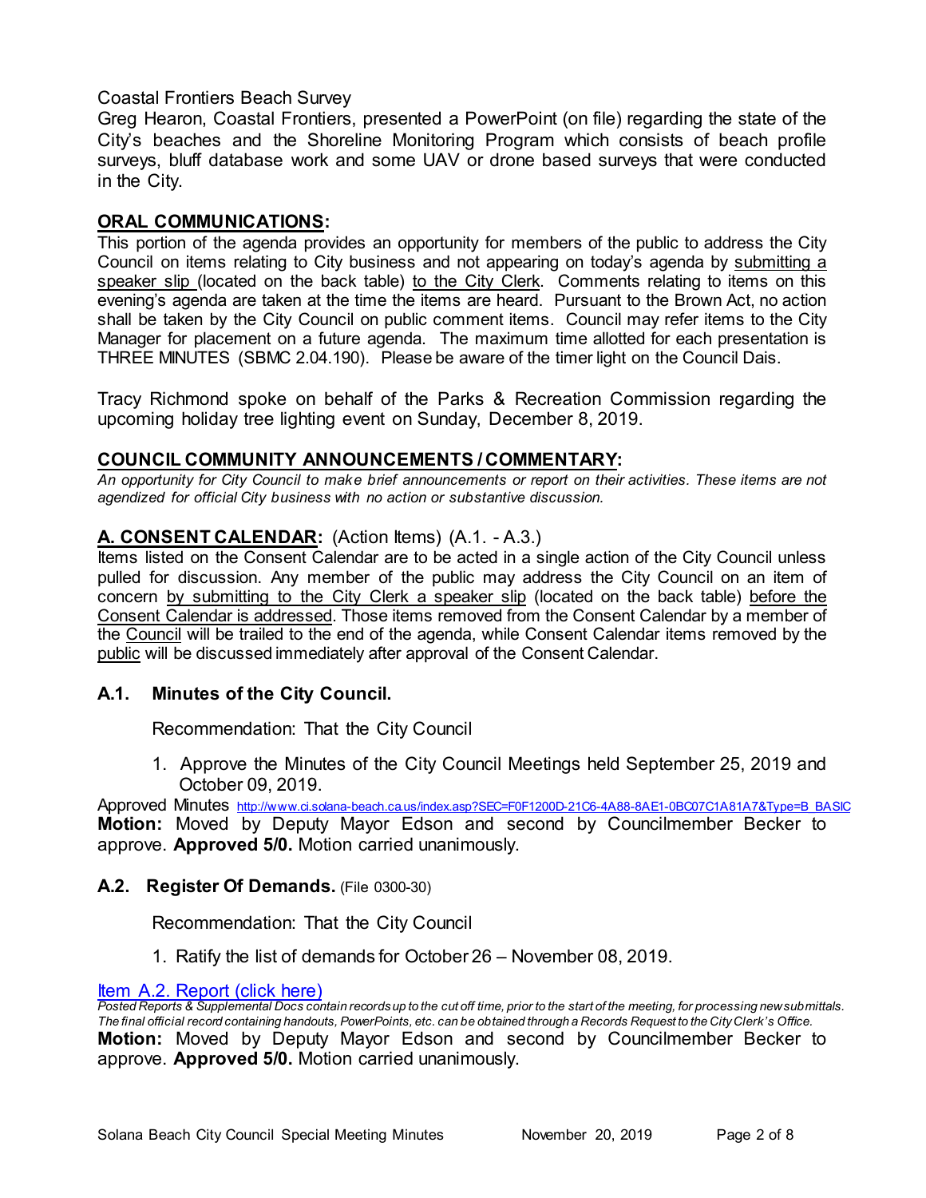Coastal Frontiers Beach Survey

Greg Hearon, Coastal Frontiers, presented a PowerPoint (on file) regarding the state of the City's beaches and the Shoreline Monitoring Program which consists of beach profile surveys, bluff database work and some UAV or drone based surveys that were conducted in the City.

## ORAL COMMUNICATIONS:

This portion of the agenda provides an opportunity for members of the public to address the City Council on items relating to City business and not appearing on today's agenda by submitting a speaker slip (located on the back table) to the City Clerk. Comments relating to items on this evening's agenda are taken at the time the items are heard. Pursuant to the Brown Act, no action shall be taken by the City Council on public comment items. Council may refer items to the City Manager for placement on a future agenda. The maximum time allotted for each presentation is THREE MINUTES (SBMC 2.04.190). Please be aware of the timer light on the Council Dais.

Tracy Richmond spoke on behalf of the Parks & Recreation Commission regarding the upcoming holiday tree lighting event on Sunday, December 8, 2019.

## COUNCIL COMMUNITY ANNOUNCEMENTS / COMMENTARY:

*An opportunity for City Council to make brief announcements or report on their activities. These items are not agendized for official City business with no action or substantive discussion.*

## A. CONSENT CALENDAR: (Action Items) (A.1. - A.3.)

Items listed on the Consent Calendar are to be acted in a single action of the City Council unless pulled for discussion. Any member of the public may address the City Council on an item of concern by submitting to the City Clerk a speaker slip (located on the back table) before the Consent Calendar is addressed. Those items removed from the Consent Calendar by a member of the Council will be trailed to the end of the agenda, while Consent Calendar items removed by the public will be discussed immediately after approval of the Consent Calendar.

### A.1. Minutes of the City Council.

Recommendation: That the City Council

1. Approve the Minutes of the City Council Meetings held September 25, 2019 and October 09, 2019.

Approved Minutes http://www.ci.solana-beach.ca.us/index.asp?SEC=F0F1200D-21C6-4A88-8AE1-0BC07C1A81A7&Type=B_BASIC

**Motion:** Moved by Deputy Mayor Edson and second by Councilmember Becker to approve. **Approved 5/0.** Motion carried unanimously.

### A.2. Register Of Demands. (File 0300-30)

Recommendation: That the City Council

1. Ratify the list of demands for October 26 – November 08, 2019.

Item A.2. Report (click here)

*Posted Reports & Supplemental Docs contain records up to the cut off time, prior to the start of the meeting, for processing new submittals. The final official record containing handouts, PowerPoints, etc. can be obtained through a Records Request to the City Clerk's Office.*

**Motion:** Moved by Deputy Mayor Edson and second by Councilmember Becker to approve. **Approved 5/0.** Motion carried unanimously.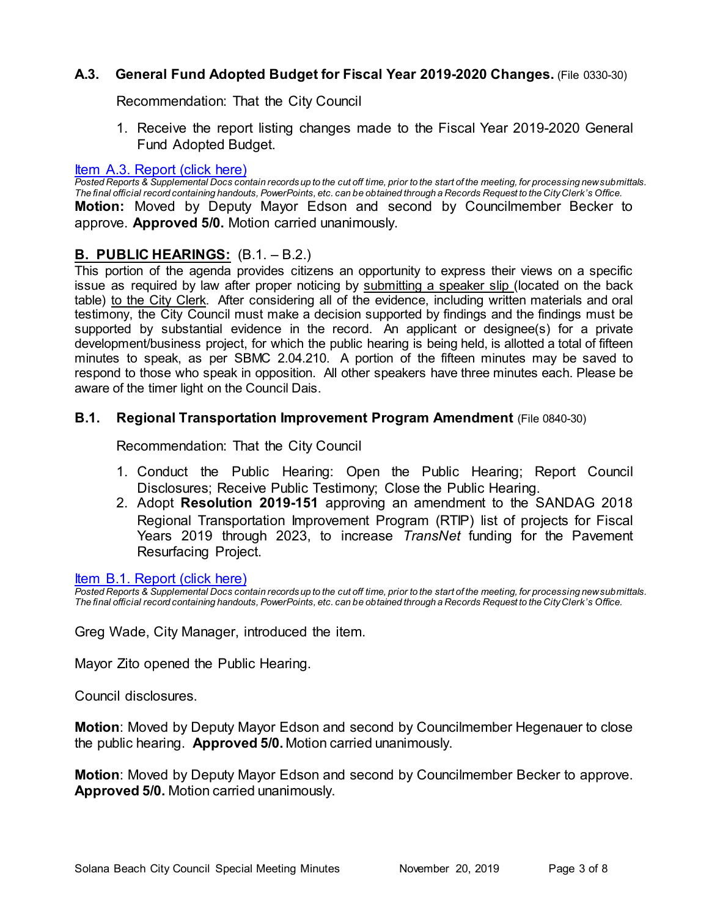### A.3. General Fund Adopted Budget for Fiscal Year 2019-2020 Changes. (File 0330-30)

Recommendation: That the City Council

1. Receive the report listing changes made to the Fiscal Year 2019-2020 General Fund Adopted Budget.

[Item A.3. Report (click here)]

*Posted Reports & Supplemental Docs contain records up to the cut off time, prior to the start of the meeting, for processing new submittals. The final official record containing handouts, PowerPoints, etc. can be obtained through a Records Request to the City Clerk's Office.*

**Motion:** Moved by Deputy Mayor Edson and second by Councilmember Becker to approve. **Approved 5/0.** Motion carried unanimously.

## B. PUBLIC HEARINGS: (B.1. – B.2.)

This portion of the agenda provides citizens an opportunity to express their views on a specific issue as required by law after proper noticing by submitting a speaker slip (located on the back table) to the City Clerk. After considering all of the evidence, including written materials and oral testimony, the City Council must make a decision supported by findings and the findings must be supported by substantial evidence in the record. An applicant or designee(s) for a private development/business project, for which the public hearing is being held, is allotted a total of fifteen minutes to speak, as per SBMC 2.04.210. A portion of the fifteen minutes may be saved to respond to those who speak in opposition. All other speakers have three minutes each. Please be aware of the timer light on the Council Dais.

### B.1. Regional Transportation Improvement Program Amendment (File 0840-30)

Recommendation: That the City Council

1. Conduct the Public Hearing: Open the Public Hearing; Report Council Disclosures; Receive Public Testimony; Close the Public Hearing.
2. Adopt **Resolution 2019-151** approving an amendment to the SANDAG 2018 Regional Transportation Improvement Program (RTIP) list of projects for Fiscal Years 2019 through 2023, to increase *TransNet* funding for the Pavement Resurfacing Project.

[Item B.1. Report (click here)]

*Posted Reports & Supplemental Docs contain records up to the cut off time, prior to the start of the meeting, for processing new submittals. The final official record containing handouts, PowerPoints, etc. can be obtained through a Records Request to the City Clerk's Office.*

Greg Wade, City Manager, introduced the item.

Mayor Zito opened the Public Hearing.

Council disclosures.

**Motion**: Moved by Deputy Mayor Edson and second by Councilmember Hegenauer to close the public hearing. **Approved 5/0.** Motion carried unanimously.

**Motion**: Moved by Deputy Mayor Edson and second by Councilmember Becker to approve. **Approved 5/0.** Motion carried unanimously.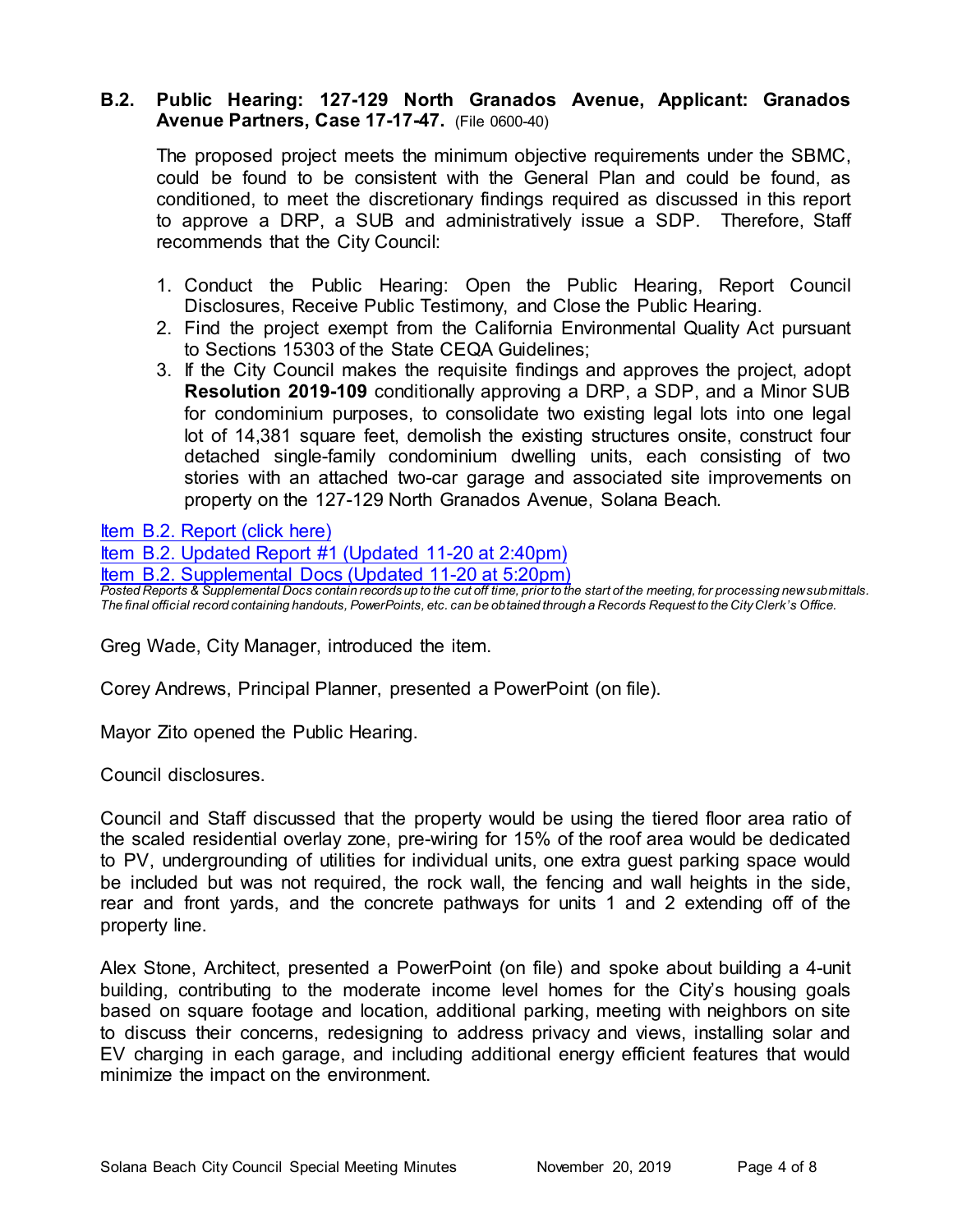**B.2. Public Hearing: 127-129 North Granados Avenue, Applicant: Granados Avenue Partners, Case 17-17-47.** (File 0600-40)

The proposed project meets the minimum objective requirements under the SBMC, could be found to be consistent with the General Plan and could be found, as conditioned, to meet the discretionary findings required as discussed in this report to approve a DRP, a SUB and administratively issue a SDP. Therefore, Staff recommends that the City Council:

1. Conduct the Public Hearing: Open the Public Hearing, Report Council Disclosures, Receive Public Testimony, and Close the Public Hearing.
2. Find the project exempt from the California Environmental Quality Act pursuant to Sections 15303 of the State CEQA Guidelines;
3. If the City Council makes the requisite findings and approves the project, adopt **Resolution 2019-109** conditionally approving a DRP, a SDP, and a Minor SUB for condominium purposes, to consolidate two existing legal lots into one legal lot of 14,381 square feet, demolish the existing structures onsite, construct four detached single-family condominium dwelling units, each consisting of two stories with an attached two-car garage and associated site improvements on property on the 127-129 North Granados Avenue, Solana Beach.

Item B.2. Report (click here)
Item B.2. Updated Report #1 (Updated 11-20 at 2:40pm)
Item B.2. Supplemental Docs (Updated 11-20 at 5:20pm)

*Posted Reports & Supplemental Docs contain records up to the cut off time, prior to the start of the meeting, for processing new submittals. The final official record containing handouts, PowerPoints, etc. can be obtained through a Records Request to the City Clerk's Office.*

Greg Wade, City Manager, introduced the item.

Corey Andrews, Principal Planner, presented a PowerPoint (on file).

Mayor Zito opened the Public Hearing.

Council disclosures.

Council and Staff discussed that the property would be using the tiered floor area ratio of the scaled residential overlay zone, pre-wiring for 15% of the roof area would be dedicated to PV, undergrounding of utilities for individual units, one extra guest parking space would be included but was not required, the rock wall, the fencing and wall heights in the side, rear and front yards, and the concrete pathways for units 1 and 2 extending off of the property line.

Alex Stone, Architect, presented a PowerPoint (on file) and spoke about building a 4-unit building, contributing to the moderate income level homes for the City's housing goals based on square footage and location, additional parking, meeting with neighbors on site to discuss their concerns, redesigning to address privacy and views, installing solar and EV charging in each garage, and including additional energy efficient features that would minimize the impact on the environment.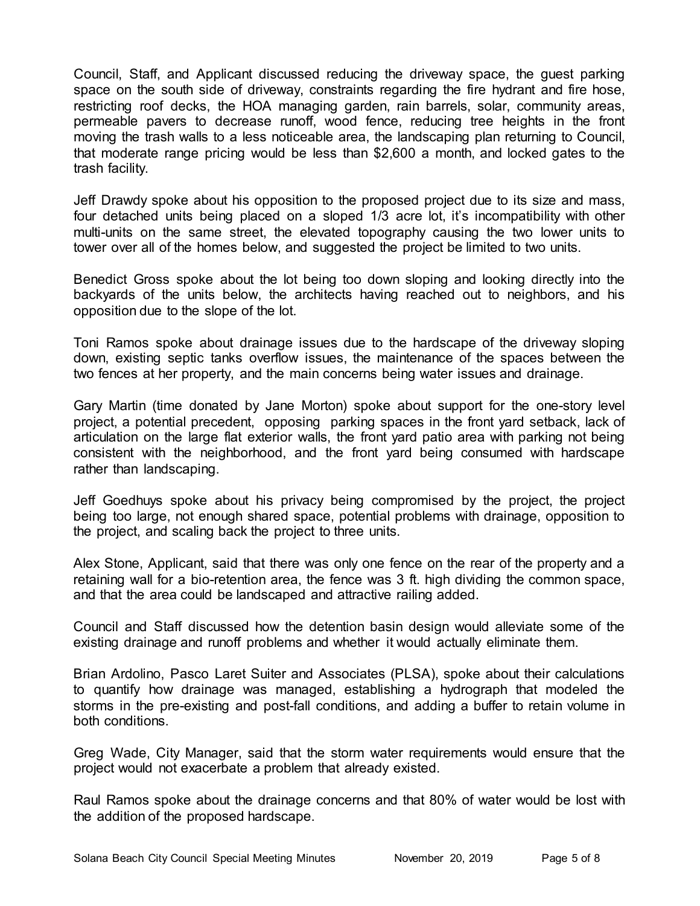Council, Staff, and Applicant discussed reducing the driveway space, the guest parking space on the south side of driveway, constraints regarding the fire hydrant and fire hose, restricting roof decks, the HOA managing garden, rain barrels, solar, community areas, permeable pavers to decrease runoff, wood fence, reducing tree heights in the front moving the trash walls to a less noticeable area, the landscaping plan returning to Council, that moderate range pricing would be less than $2,600 a month, and locked gates to the trash facility.

Jeff Drawdy spoke about his opposition to the proposed project due to its size and mass, four detached units being placed on a sloped 1/3 acre lot, it's incompatibility with other multi-units on the same street, the elevated topography causing the two lower units to tower over all of the homes below, and suggested the project be limited to two units.

Benedict Gross spoke about the lot being too down sloping and looking directly into the backyards of the units below, the architects having reached out to neighbors, and his opposition due to the slope of the lot.

Toni Ramos spoke about drainage issues due to the hardscape of the driveway sloping down, existing septic tanks overflow issues, the maintenance of the spaces between the two fences at her property, and the main concerns being water issues and drainage.

Gary Martin (time donated by Jane Morton) spoke about support for the one-story level project, a potential precedent, opposing parking spaces in the front yard setback, lack of articulation on the large flat exterior walls, the front yard patio area with parking not being consistent with the neighborhood, and the front yard being consumed with hardscape rather than landscaping.

Jeff Goedhuys spoke about his privacy being compromised by the project, the project being too large, not enough shared space, potential problems with drainage, opposition to the project, and scaling back the project to three units.

Alex Stone, Applicant, said that there was only one fence on the rear of the property and a retaining wall for a bio-retention area, the fence was 3 ft. high dividing the common space, and that the area could be landscaped and attractive railing added.

Council and Staff discussed how the detention basin design would alleviate some of the existing drainage and runoff problems and whether it would actually eliminate them.

Brian Ardolino, Pasco Laret Suiter and Associates (PLSA), spoke about their calculations to quantify how drainage was managed, establishing a hydrograph that modeled the storms in the pre-existing and post-fall conditions, and adding a buffer to retain volume in both conditions.

Greg Wade, City Manager, said that the storm water requirements would ensure that the project would not exacerbate a problem that already existed.

Raul Ramos spoke about the drainage concerns and that 80% of water would be lost with the addition of the proposed hardscape.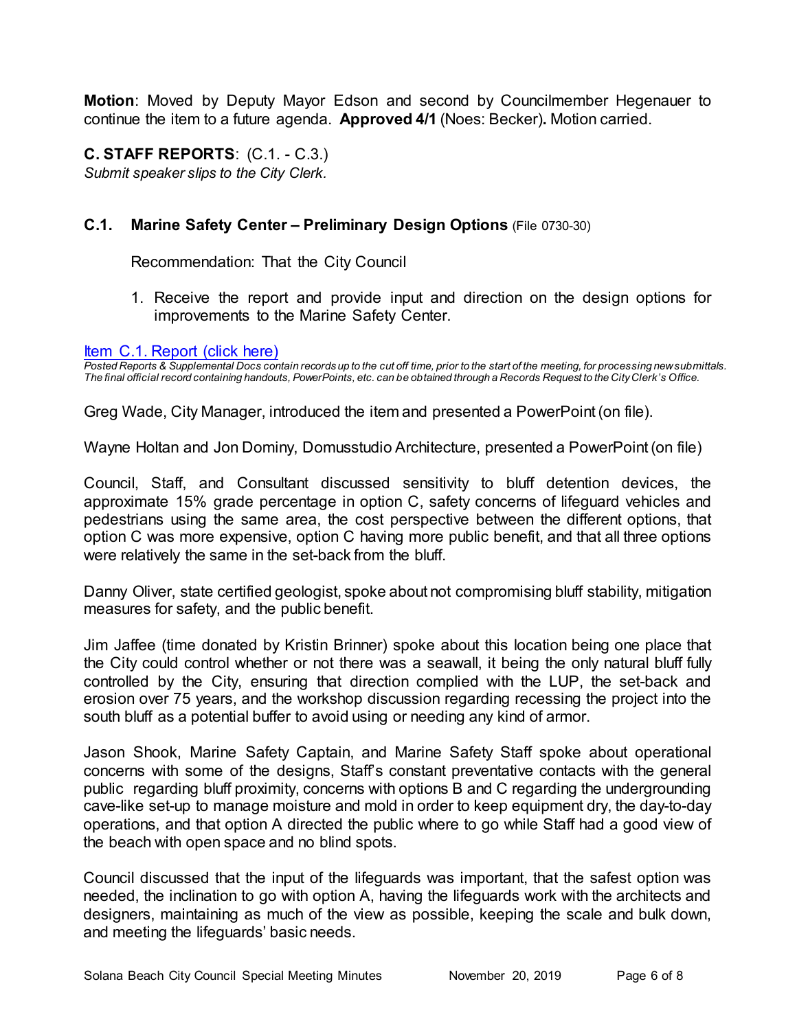**Motion**: Moved by Deputy Mayor Edson and second by Councilmember Hegenauer to continue the item to a future agenda. **Approved 4/1** (Noes: Becker)**.** Motion carried.

## C. STAFF REPORTS: (C.1. - C.3.)

*Submit speaker slips to the City Clerk.*

### C.1. Marine Safety Center – Preliminary Design Options (File 0730-30)

Recommendation: That the City Council

1. Receive the report and provide input and direction on the design options for improvements to the Marine Safety Center.

[Item C.1. Report (click here)]

*Posted Reports & Supplemental Docs contain records up to the cut off time, prior to the start of the meeting, for processing new submittals. The final official record containing handouts, PowerPoints, etc. can be obtained through a Records Request to the City Clerk's Office.*

Greg Wade, City Manager, introduced the item and presented a PowerPoint (on file).

Wayne Holtan and Jon Dominy, Domusstudio Architecture, presented a PowerPoint (on file)

Council, Staff, and Consultant discussed sensitivity to bluff detention devices, the approximate 15% grade percentage in option C, safety concerns of lifeguard vehicles and pedestrians using the same area, the cost perspective between the different options, that option C was more expensive, option C having more public benefit, and that all three options were relatively the same in the set-back from the bluff.

Danny Oliver, state certified geologist, spoke about not compromising bluff stability, mitigation measures for safety, and the public benefit.

Jim Jaffee (time donated by Kristin Brinner) spoke about this location being one place that the City could control whether or not there was a seawall, it being the only natural bluff fully controlled by the City, ensuring that direction complied with the LUP, the set-back and erosion over 75 years, and the workshop discussion regarding recessing the project into the south bluff as a potential buffer to avoid using or needing any kind of armor.

Jason Shook, Marine Safety Captain, and Marine Safety Staff spoke about operational concerns with some of the designs, Staff's constant preventative contacts with the general public regarding bluff proximity, concerns with options B and C regarding the undergrounding cave-like set-up to manage moisture and mold in order to keep equipment dry, the day-to-day operations, and that option A directed the public where to go while Staff had a good view of the beach with open space and no blind spots.

Council discussed that the input of the lifeguards was important, that the safest option was needed, the inclination to go with option A, having the lifeguards work with the architects and designers, maintaining as much of the view as possible, keeping the scale and bulk down, and meeting the lifeguards' basic needs.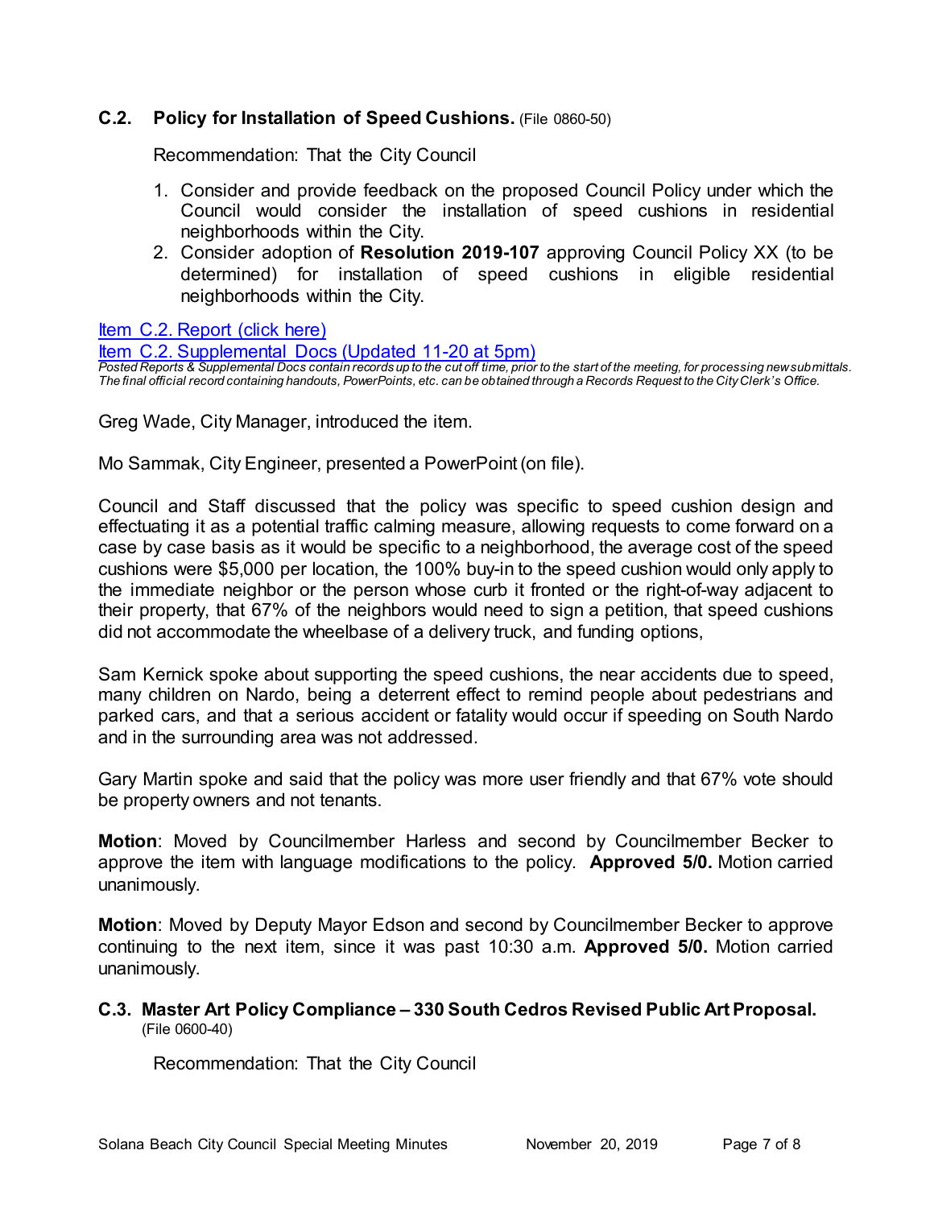### C.2. Policy for Installation of Speed Cushions. (File 0860-50)

Recommendation: That the City Council

1. Consider and provide feedback on the proposed Council Policy under which the Council would consider the installation of speed cushions in residential neighborhoods within the City.
2. Consider adoption of **Resolution 2019-107** approving Council Policy XX (to be determined) for installation of speed cushions in eligible residential neighborhoods within the City.

Item C.2. Report (click here)

Item C.2. Supplemental Docs (Updated 11-20 at 5pm)

*Posted Reports & Supplemental Docs contain records up to the cut off time, prior to the start of the meeting, for processing new submittals. The final official record containing handouts, PowerPoints, etc. can be obtained through a Records Request to the City Clerk's Office.*

Greg Wade, City Manager, introduced the item.

Mo Sammak, City Engineer, presented a PowerPoint (on file).

Council and Staff discussed that the policy was specific to speed cushion design and effectuating it as a potential traffic calming measure, allowing requests to come forward on a case by case basis as it would be specific to a neighborhood, the average cost of the speed cushions were $5,000 per location, the 100% buy-in to the speed cushion would only apply to the immediate neighbor or the person whose curb it fronted or the right-of-way adjacent to their property, that 67% of the neighbors would need to sign a petition, that speed cushions did not accommodate the wheelbase of a delivery truck, and funding options,

Sam Kernick spoke about supporting the speed cushions, the near accidents due to speed, many children on Nardo, being a deterrent effect to remind people about pedestrians and parked cars, and that a serious accident or fatality would occur if speeding on South Nardo and in the surrounding area was not addressed.

Gary Martin spoke and said that the policy was more user friendly and that 67% vote should be property owners and not tenants.

**Motion**: Moved by Councilmember Harless and second by Councilmember Becker to approve the item with language modifications to the policy. **Approved 5/0.** Motion carried unanimously.

**Motion**: Moved by Deputy Mayor Edson and second by Councilmember Becker to approve continuing to the next item, since it was past 10:30 a.m. **Approved 5/0.** Motion carried unanimously.

### C.3. Master Art Policy Compliance – 330 South Cedros Revised Public Art Proposal. (File 0600-40)

Recommendation: That the City Council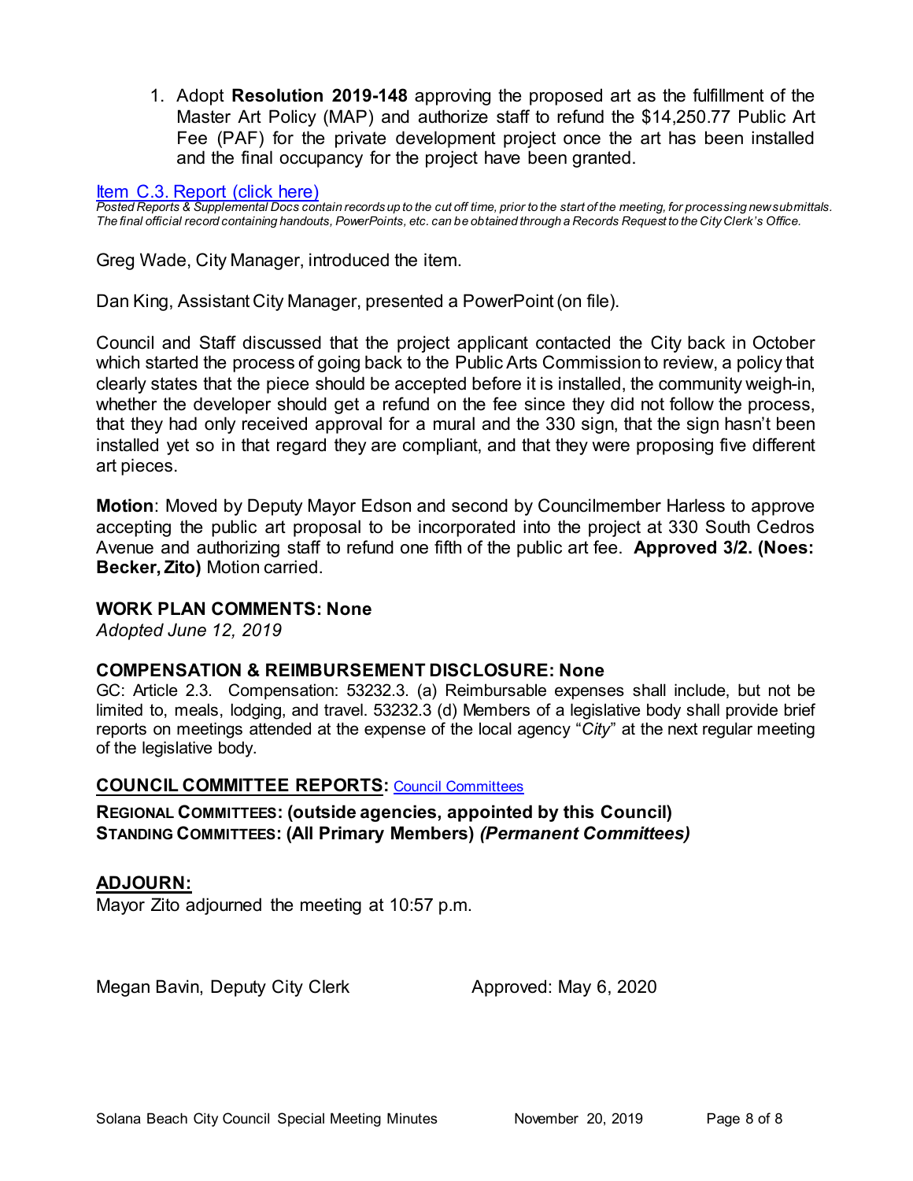1. Adopt **Resolution 2019-148** approving the proposed art as the fulfillment of the Master Art Policy (MAP) and authorize staff to refund the $14,250.77 Public Art Fee (PAF) for the private development project once the art has been installed and the final occupancy for the project have been granted.

[Item C.3. Report (click here)](#)

*Posted Reports & Supplemental Docs contain records up to the cut off time, prior to the start of the meeting, for processing new submittals. The final official record containing handouts, PowerPoints, etc. can be obtained through a Records Request to the City Clerk's Office.*

Greg Wade, City Manager, introduced the item.

Dan King, Assistant City Manager, presented a PowerPoint (on file).

Council and Staff discussed that the project applicant contacted the City back in October which started the process of going back to the Public Arts Commission to review, a policy that clearly states that the piece should be accepted before it is installed, the community weigh-in, whether the developer should get a refund on the fee since they did not follow the process, that they had only received approval for a mural and the 330 sign, that the sign hasn't been installed yet so in that regard they are compliant, and that they were proposing five different art pieces.

**Motion**: Moved by Deputy Mayor Edson and second by Councilmember Harless to approve accepting the public art proposal to be incorporated into the project at 330 South Cedros Avenue and authorizing staff to refund one fifth of the public art fee. **Approved 3/2. (Noes: Becker, Zito)** Motion carried.

## WORK PLAN COMMENTS: None

*Adopted June 12, 2019*

## COMPENSATION & REIMBURSEMENT DISCLOSURE: None

GC: Article 2.3. Compensation: 53232.3. (a) Reimbursable expenses shall include, but not be limited to, meals, lodging, and travel. 53232.3 (d) Members of a legislative body shall provide brief reports on meetings attended at the expense of the local agency "*City*" at the next regular meeting of the legislative body.

## COUNCIL COMMITTEE REPORTS: [Council Committees](#)

**REGIONAL COMMITTEES: (outside agencies, appointed by this Council)**
**STANDING COMMITTEES: (All Primary Members)** ***(Permanent Committees)***

## ADJOURN:

Mayor Zito adjourned the meeting at 10:57 p.m.

Megan Bavin, Deputy City Clerk

Approved: May 6, 2020